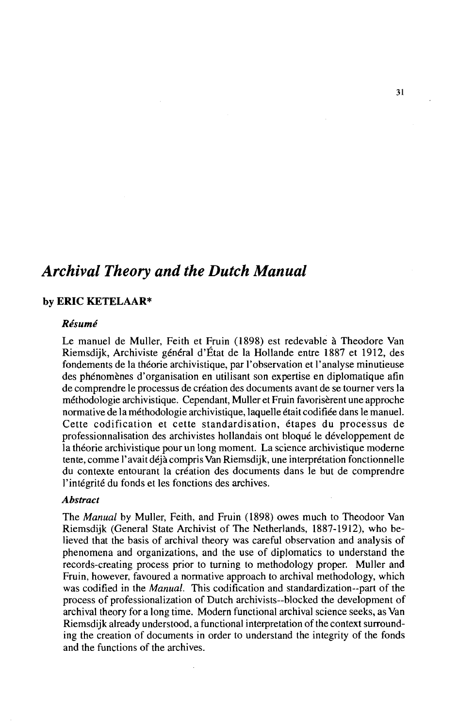# *Archival Theory and the Dutch Manual*

**by ERIC KETELAAR***

### *Résumé*

Le manuel de Muller, Feith et Fruin (1898) est redevable à Theodore Van Riemsdijk, Archiviste général d'État de la Hollande entre 1887 et 1912, des fondements de la théorie archivistique, par l'observation et l'analyse minutieuse des phénomènes d'organisation en utilisant son expertise en diplomatique afin de comprendre le processus de création des documents avant de se tourner vers la méthodologie archivistique. Cependant, Muller et Fruin favorisèrent une approche normative de la méthodologie archivistique, laquelle était codifiée dans le manuel. Cette codification et cette standardisation, étapes du processus de professionnalisation des archivistes hollandais ont bloqué le développement de la théorie archivistique pour un long moment. La science archivistique moderne tente, comme l'avait déjà compris Van Riemsdijk, une interprétation fonctionnelle du contexte entourant la création des documents dans le but de comprendre l'intégrité du fonds et les fonctions des archives.

### *Abstract*

The *Manual* by Muller, Feith, and Fruin (1898) owes much to Theodoor Van Riemsdijk (General State Archivist of The Netherlands, 1887-1912), who believed that the basis of archival theory was careful observation and analysis of phenomena and organizations, and the use of diplomatics to understand the records-creating process prior to turning to methodology proper. Muller and Fruin, however, favoured a normative approach to archival methodology, which was codified in the *Manual*. This codification and standardization--part of the process of professionalization of Dutch archivists--blocked the development of archival theory for a long time. Modern functional archival science seeks, as Van Riemsdijk already understood, a functional interpretation of the context surrounding the creation of documents in order to understand the integrity of the fonds and the functions of the archives.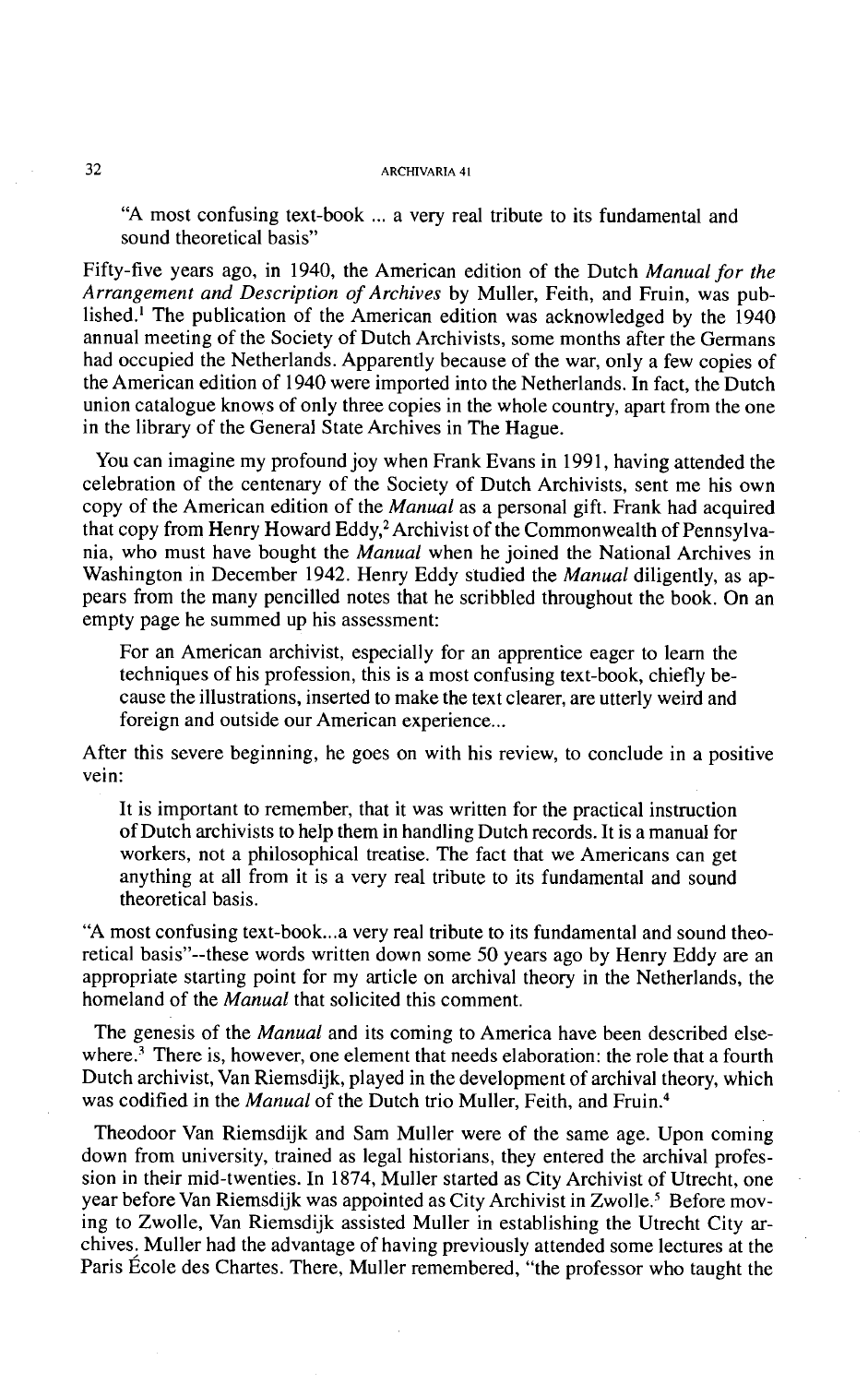"A most confusing text-book ... a very real tribute to its fundamental and sound theoretical basis"

Fifty-five years ago, in 1940, the American edition of the Dutch *Manual for the Arrangement and Description of Archives* by Muller, Feith, and Fruin, was published.[1] The publication of the American edition was acknowledged by the 1940 annual meeting of the Society of Dutch Archivists, some months after the Germans had occupied the Netherlands. Apparently because of the war, only a few copies of the American edition of 1940 were imported into the Netherlands. In fact, the Dutch union catalogue knows of only three copies in the whole country, apart from the one in the library of the General State Archives in The Hague.

You can imagine my profound joy when Frank Evans in 1991, having attended the celebration of the centenary of the Society of Dutch Archivists, sent me his own copy of the American edition of the *Manual* as a personal gift. Frank had acquired that copy from Henry Howard Eddy,[2] Archivist of the Commonwealth of Pennsylvania, who must have bought the *Manual* when he joined the National Archives in Washington in December 1942. Henry Eddy studied the *Manual* diligently, as appears from the many pencilled notes that he scribbled throughout the book. On an empty page he summed up his assessment:

> For an American archivist, especially for an apprentice eager to learn the techniques of his profession, this is a most confusing text-book, chiefly because the illustrations, inserted to make the text clearer, are utterly weird and foreign and outside our American experience...

After this severe beginning, he goes on with his review, to conclude in a positive vein:

> It is important to remember, that it was written for the practical instruction of Dutch archivists to help them in handling Dutch records. It is a manual for workers, not a philosophical treatise. The fact that we Americans can get anything at all from it is a very real tribute to its fundamental and sound theoretical basis.

"A most confusing text-book...a very real tribute to its fundamental and sound theoretical basis"--these words written down some 50 years ago by Henry Eddy are an appropriate starting point for my article on archival theory in the Netherlands, the homeland of the *Manual* that solicited this comment.

The genesis of the *Manual* and its coming to America have been described elsewhere.[3] There is, however, one element that needs elaboration: the role that a fourth Dutch archivist, Van Riemsdijk, played in the development of archival theory, which was codified in the *Manual* of the Dutch trio Muller, Feith, and Fruin.[4]

Theodoor Van Riemsdijk and Sam Muller were of the same age. Upon coming down from university, trained as legal historians, they entered the archival profession in their mid-twenties. In 1874, Muller started as City Archivist of Utrecht, one year before Van Riemsdijk was appointed as City Archivist in Zwolle.[5] Before moving to Zwolle, Van Riemsdijk assisted Muller in establishing the Utrecht City archives. Muller had the advantage of having previously attended some lectures at the Paris École des Chartes. There, Muller remembered, "the professor who taught the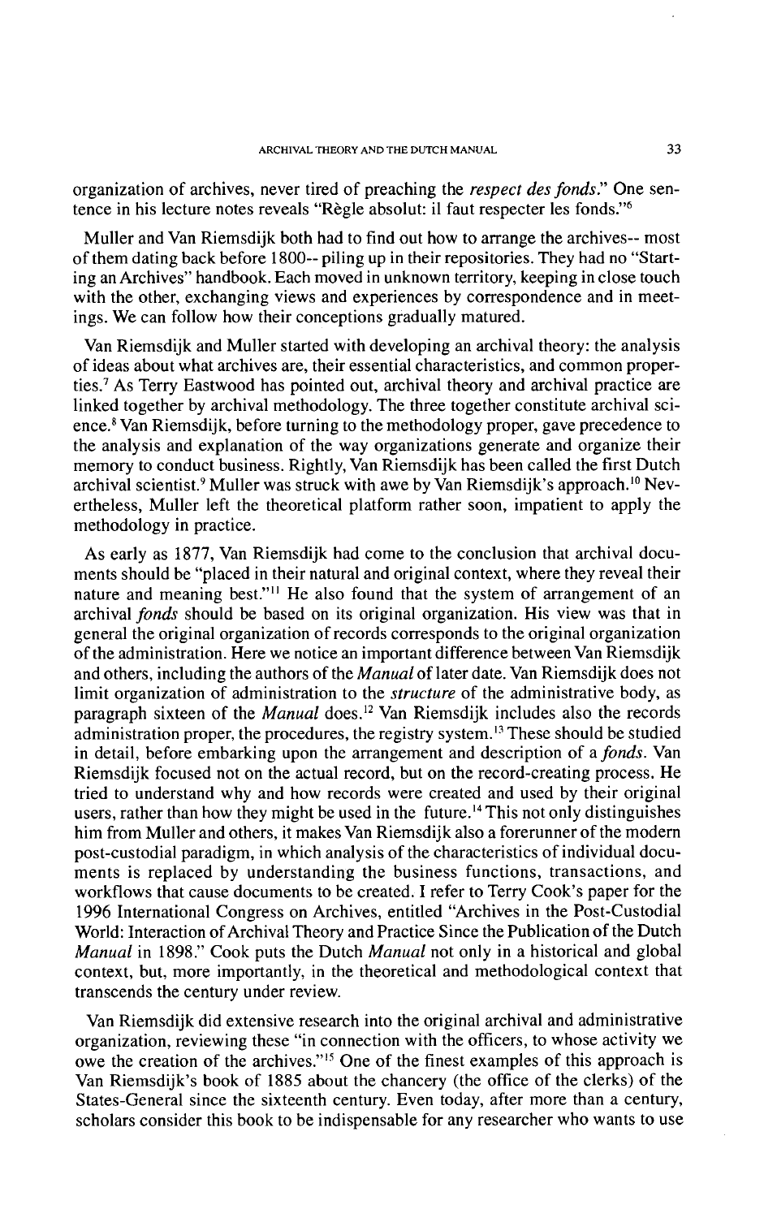organization of archives, never tired of preaching the *respect des fonds*." One sentence in his lecture notes reveals "Règle absolut: il faut respecter les fonds."[6]

Muller and Van Riemsdijk both had to find out how to arrange the archives-- most of them dating back before 1800-- piling up in their repositories. They had no "Starting an Archives" handbook. Each moved in unknown territory, keeping in close touch with the other, exchanging views and experiences by correspondence and in meetings. We can follow how their conceptions gradually matured.

Van Riemsdijk and Muller started with developing an archival theory: the analysis of ideas about what archives are, their essential characteristics, and common properties.[7] As Terry Eastwood has pointed out, archival theory and archival practice are linked together by archival methodology. The three together constitute archival science.[8] Van Riemsdijk, before turning to the methodology proper, gave precedence to the analysis and explanation of the way organizations generate and organize their memory to conduct business. Rightly, Van Riemsdijk has been called the first Dutch archival scientist.[9] Muller was struck with awe by Van Riemsdijk's approach.[10] Nevertheless, Muller left the theoretical platform rather soon, impatient to apply the methodology in practice.

As early as 1877, Van Riemsdijk had come to the conclusion that archival documents should be "placed in their natural and original context, where they reveal their nature and meaning best."[11] He also found that the system of arrangement of an archival *fonds* should be based on its original organization. His view was that in general the original organization of records corresponds to the original organization of the administration. Here we notice an important difference between Van Riemsdijk and others, including the authors of the *Manual* of later date. Van Riemsdijk does not limit organization of administration to the *structure* of the administrative body, as paragraph sixteen of the *Manual* does.[12] Van Riemsdijk includes also the records administration proper, the procedures, the registry system.[13] These should be studied in detail, before embarking upon the arrangement and description of a *fonds*. Van Riemsdijk focused not on the actual record, but on the record-creating process. He tried to understand why and how records were created and used by their original users, rather than how they might be used in the future.[14] This not only distinguishes him from Muller and others, it makes Van Riemsdijk also a forerunner of the modern post-custodial paradigm, in which analysis of the characteristics of individual documents is replaced by understanding the business functions, transactions, and workflows that cause documents to be created. I refer to Terry Cook's paper for the 1996 International Congress on Archives, entitled "Archives in the Post-Custodial World: Interaction of Archival Theory and Practice Since the Publication of the Dutch *Manual* in 1898." Cook puts the Dutch *Manual* not only in a historical and global context, but, more importantly, in the theoretical and methodological context that transcends the century under review.

Van Riemsdijk did extensive research into the original archival and administrative organization, reviewing these "in connection with the officers, to whose activity we owe the creation of the archives."[15] One of the finest examples of this approach is Van Riemsdijk's book of 1885 about the chancery (the office of the clerks) of the States-General since the sixteenth century. Even today, after more than a century, scholars consider this book to be indispensable for any researcher who wants to use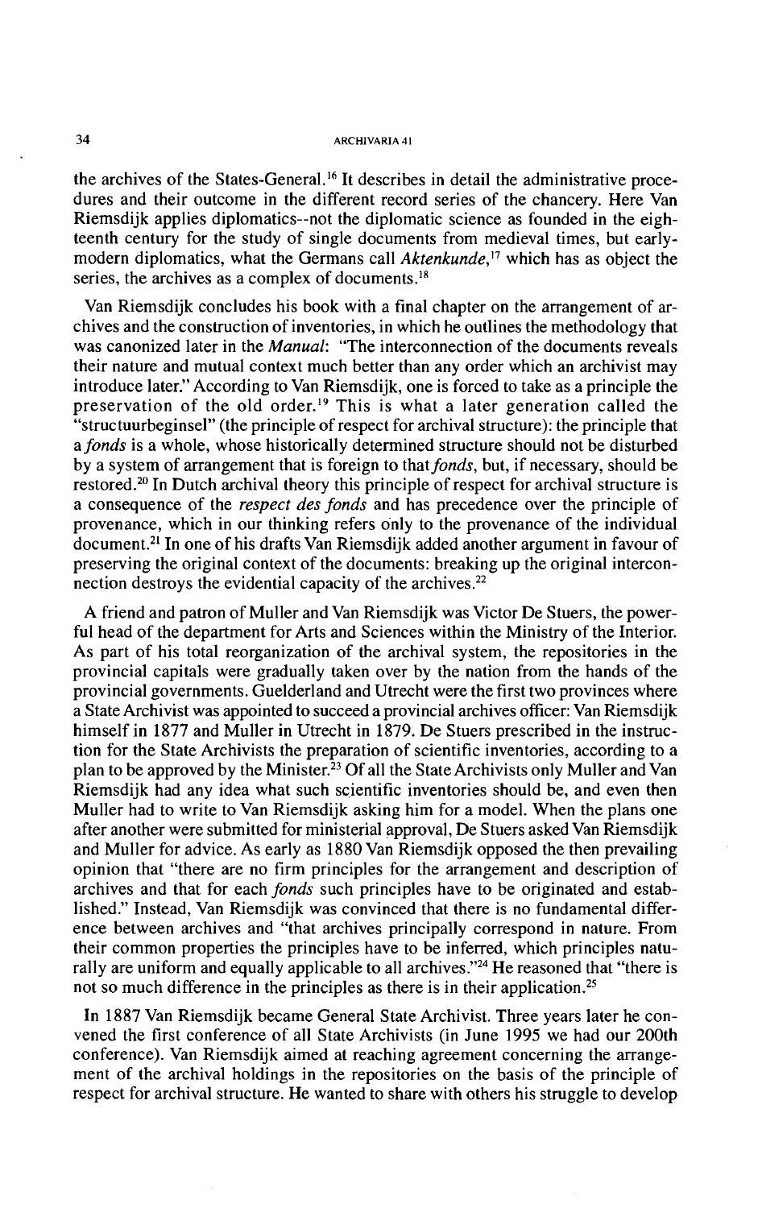the archives of the States-General.[16] It describes in detail the administrative procedures and their outcome in the different record series of the chancery. Here Van Riemsdijk applies diplomatics--not the diplomatic science as founded in the eighteenth century for the study of single documents from medieval times, but early-modern diplomatics, what the Germans call *Aktenkunde*,[17] which has as object the series, the archives as a complex of documents.[18]

Van Riemsdijk concludes his book with a final chapter on the arrangement of archives and the construction of inventories, in which he outlines the methodology that was canonized later in the *Manual*: "The interconnection of the documents reveals their nature and mutual context much better than any order which an archivist may introduce later." According to Van Riemsdijk, one is forced to take as a principle the preservation of the old order.[19] This is what a later generation called the "structuurbeginsel" (the principle of respect for archival structure): the principle that a *fonds* is a whole, whose historically determined structure should not be disturbed by a system of arrangement that is foreign to that *fonds*, but, if necessary, should be restored.[20] In Dutch archival theory this principle of respect for archival structure is a consequence of the *respect des fonds* and has precedence over the principle of provenance, which in our thinking refers only to the provenance of the individual document.[21] In one of his drafts Van Riemsdijk added another argument in favour of preserving the original context of the documents: breaking up the original interconnection destroys the evidential capacity of the archives.[22]

A friend and patron of Muller and Van Riemsdijk was Victor De Stuers, the powerful head of the department for Arts and Sciences within the Ministry of the Interior. As part of his total reorganization of the archival system, the repositories in the provincial capitals were gradually taken over by the nation from the hands of the provincial governments. Guelderland and Utrecht were the first two provinces where a State Archivist was appointed to succeed a provincial archives officer: Van Riemsdijk himself in 1877 and Muller in Utrecht in 1879. De Stuers prescribed in the instruction for the State Archivists the preparation of scientific inventories, according to a plan to be approved by the Minister.[23] Of all the State Archivists only Muller and Van Riemsdijk had any idea what such scientific inventories should be, and even then Muller had to write to Van Riemsdijk asking him for a model. When the plans one after another were submitted for ministerial approval, De Stuers asked Van Riemsdijk and Muller for advice. As early as 1880 Van Riemsdijk opposed the then prevailing opinion that "there are no firm principles for the arrangement and description of archives and that for each *fonds* such principles have to be originated and established." Instead, Van Riemsdijk was convinced that there is no fundamental difference between archives and "that archives principally correspond in nature. From their common properties the principles have to be inferred, which principles naturally are uniform and equally applicable to all archives."[24] He reasoned that "there is not so much difference in the principles as there is in their application.[25]

In 1887 Van Riemsdijk became General State Archivist. Three years later he convened the first conference of all State Archivists (in June 1995 we had our 200th conference). Van Riemsdijk aimed at reaching agreement concerning the arrangement of the archival holdings in the repositories on the basis of the principle of respect for archival structure. He wanted to share with others his struggle to develop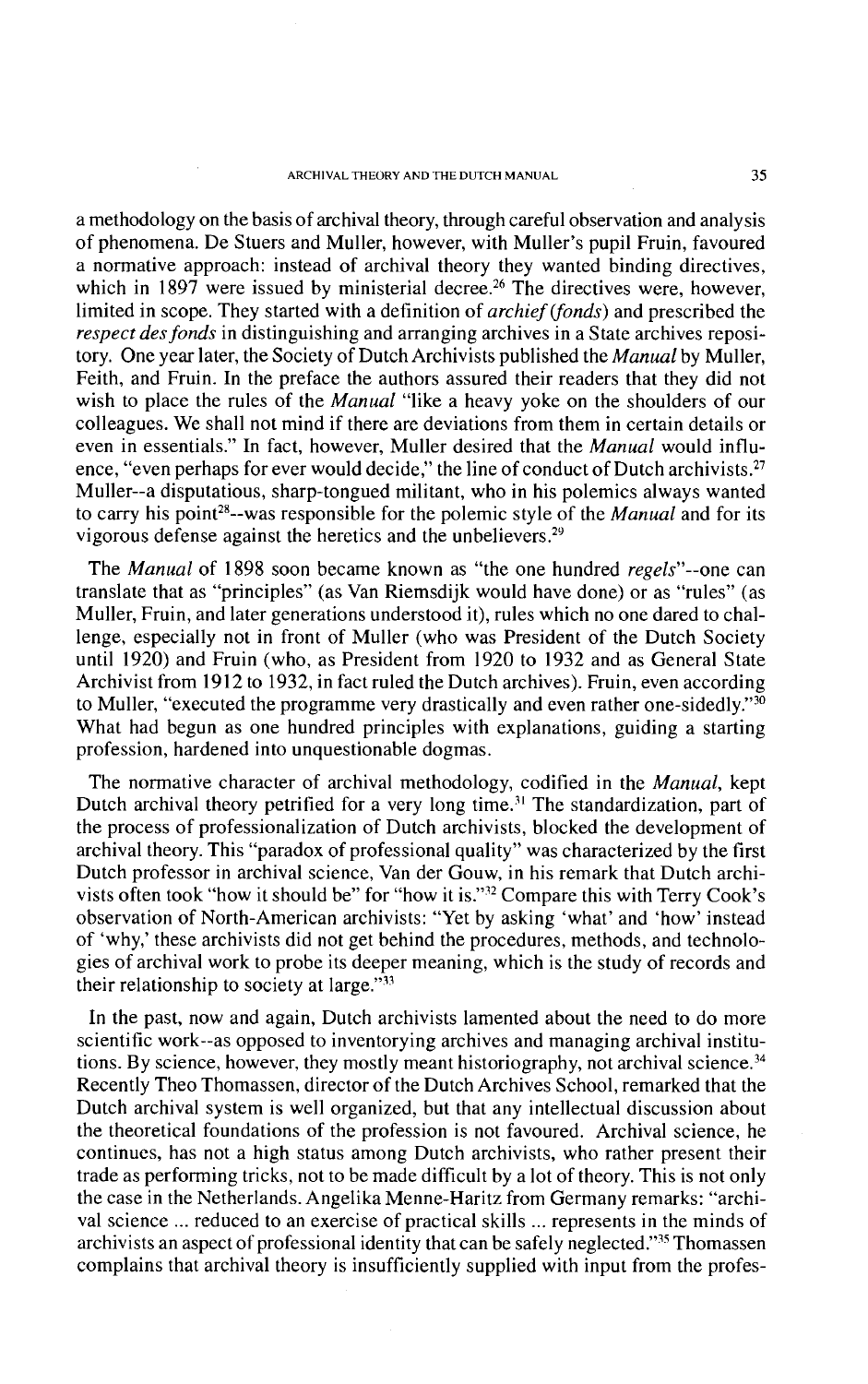a methodology on the basis of archival theory, through careful observation and analysis of phenomena. De Stuers and Muller, however, with Muller's pupil Fruin, favoured a normative approach: instead of archival theory they wanted binding directives, which in 1897 were issued by ministerial decree.[26] The directives were, however, limited in scope. They started with a definition of *archief (fonds)* and prescribed the *respect des fonds* in distinguishing and arranging archives in a State archives repository. One year later, the Society of Dutch Archivists published the *Manual* by Muller, Feith, and Fruin. In the preface the authors assured their readers that they did not wish to place the rules of the *Manual* "like a heavy yoke on the shoulders of our colleagues. We shall not mind if there are deviations from them in certain details or even in essentials." In fact, however, Muller desired that the *Manual* would influence, "even perhaps for ever would decide," the line of conduct of Dutch archivists.[27] Muller--a disputatious, sharp-tongued militant, who in his polemics always wanted to carry his point[28]--was responsible for the polemic style of the *Manual* and for its vigorous defense against the heretics and the unbelievers.[29]

The *Manual* of 1898 soon became known as "the one hundred *regels*"--one can translate that as "principles" (as Van Riemsdijk would have done) or as "rules" (as Muller, Fruin, and later generations understood it), rules which no one dared to challenge, especially not in front of Muller (who was President of the Dutch Society until 1920) and Fruin (who, as President from 1920 to 1932 and as General State Archivist from 1912 to 1932, in fact ruled the Dutch archives). Fruin, even according to Muller, "executed the programme very drastically and even rather one-sidedly."[30] What had begun as one hundred principles with explanations, guiding a starting profession, hardened into unquestionable dogmas.

The normative character of archival methodology, codified in the *Manual*, kept Dutch archival theory petrified for a very long time.[31] The standardization, part of the process of professionalization of Dutch archivists, blocked the development of archival theory. This "paradox of professional quality" was characterized by the first Dutch professor in archival science, Van der Gouw, in his remark that Dutch archivists often took "how it should be" for "how it is."[32] Compare this with Terry Cook's observation of North-American archivists: "Yet by asking 'what' and 'how' instead of 'why,' these archivists did not get behind the procedures, methods, and technologies of archival work to probe its deeper meaning, which is the study of records and their relationship to society at large."[33]

In the past, now and again, Dutch archivists lamented about the need to do more scientific work--as opposed to inventorying archives and managing archival institutions. By science, however, they mostly meant historiography, not archival science.[34] Recently Theo Thomassen, director of the Dutch Archives School, remarked that the Dutch archival system is well organized, but that any intellectual discussion about the theoretical foundations of the profession is not favoured. Archival science, he continues, has not a high status among Dutch archivists, who rather present their trade as performing tricks, not to be made difficult by a lot of theory. This is not only the case in the Netherlands. Angelika Menne-Haritz from Germany remarks: "archival science ... reduced to an exercise of practical skills ... represents in the minds of archivists an aspect of professional identity that can be safely neglected."[35] Thomassen complains that archival theory is insufficiently supplied with input from the profes-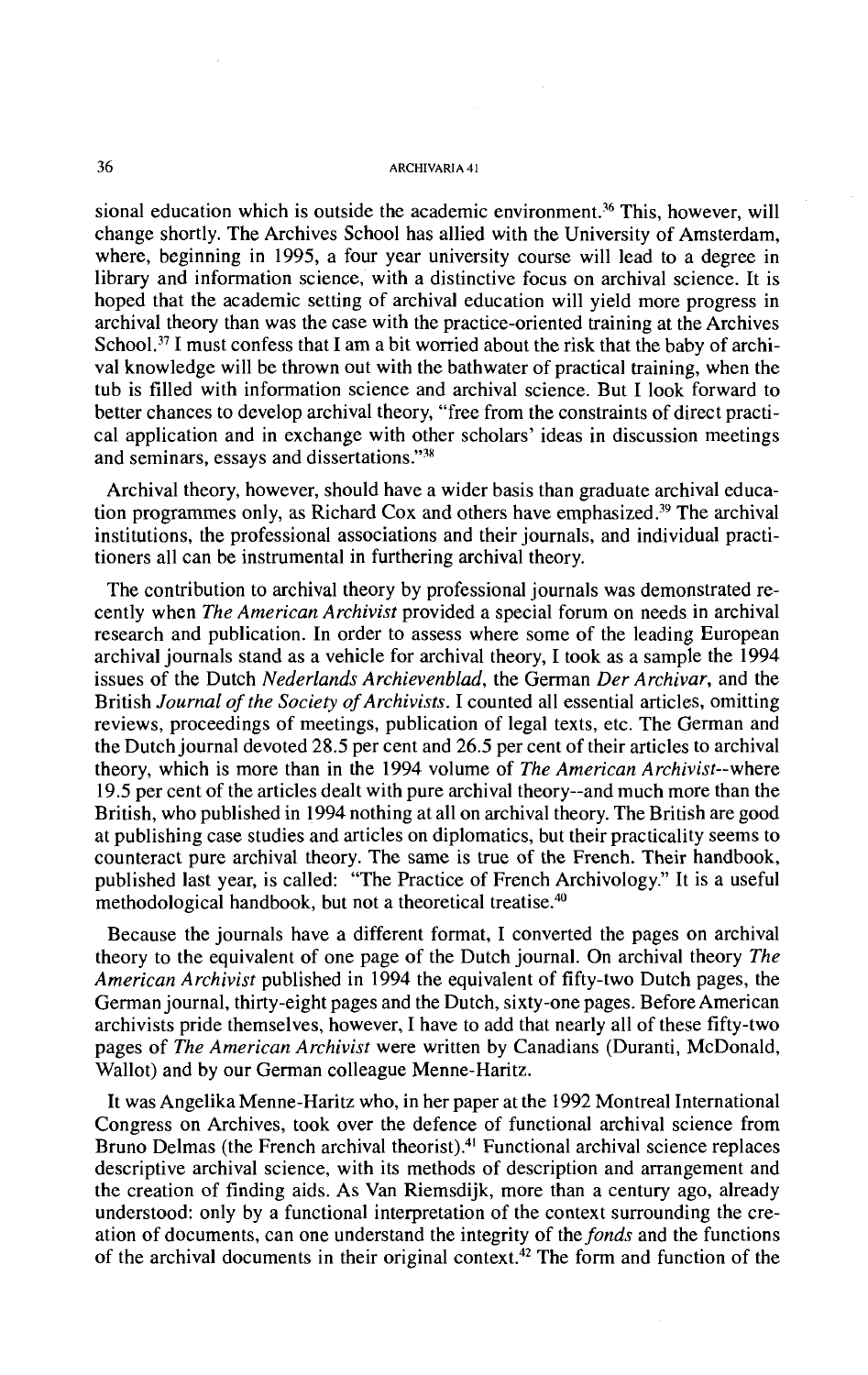sional education which is outside the academic environment.[36] This, however, will change shortly. The Archives School has allied with the University of Amsterdam, where, beginning in 1995, a four year university course will lead to a degree in library and information science, with a distinctive focus on archival science. It is hoped that the academic setting of archival education will yield more progress in archival theory than was the case with the practice-oriented training at the Archives School.[37] I must confess that I am a bit worried about the risk that the baby of archival knowledge will be thrown out with the bathwater of practical training, when the tub is filled with information science and archival science. But I look forward to better chances to develop archival theory, "free from the constraints of direct practical application and in exchange with other scholars' ideas in discussion meetings and seminars, essays and dissertations."[38]

Archival theory, however, should have a wider basis than graduate archival education programmes only, as Richard Cox and others have emphasized.[39] The archival institutions, the professional associations and their journals, and individual practitioners all can be instrumental in furthering archival theory.

The contribution to archival theory by professional journals was demonstrated recently when *The American Archivist* provided a special forum on needs in archival research and publication. In order to assess where some of the leading European archival journals stand as a vehicle for archival theory, I took as a sample the 1994 issues of the Dutch *Nederlands Archievenblad*, the German *Der Archivar*, and the British *Journal of the Society of Archivists*. I counted all essential articles, omitting reviews, proceedings of meetings, publication of legal texts, etc. The German and the Dutch journal devoted 28.5 per cent and 26.5 per cent of their articles to archival theory, which is more than in the 1994 volume of *The American Archivist*--where 19.5 per cent of the articles dealt with pure archival theory--and much more than the British, who published in 1994 nothing at all on archival theory. The British are good at publishing case studies and articles on diplomatics, but their practicality seems to counteract pure archival theory. The same is true of the French. Their handbook, published last year, is called: "The Practice of French Archivology." It is a useful methodological handbook, but not a theoretical treatise.[40]

Because the journals have a different format, I converted the pages on archival theory to the equivalent of one page of the Dutch journal. On archival theory *The American Archivist* published in 1994 the equivalent of fifty-two Dutch pages, the German journal, thirty-eight pages and the Dutch, sixty-one pages. Before American archivists pride themselves, however, I have to add that nearly all of these fifty-two pages of *The American Archivist* were written by Canadians (Duranti, McDonald, Wallot) and by our German colleague Menne-Haritz.

It was Angelika Menne-Haritz who, in her paper at the 1992 Montreal International Congress on Archives, took over the defence of functional archival science from Bruno Delmas (the French archival theorist).[41] Functional archival science replaces descriptive archival science, with its methods of description and arrangement and the creation of finding aids. As Van Riemsdijk, more than a century ago, already understood: only by a functional interpretation of the context surrounding the creation of documents, can one understand the integrity of the *fonds* and the functions of the archival documents in their original context.[42] The form and function of the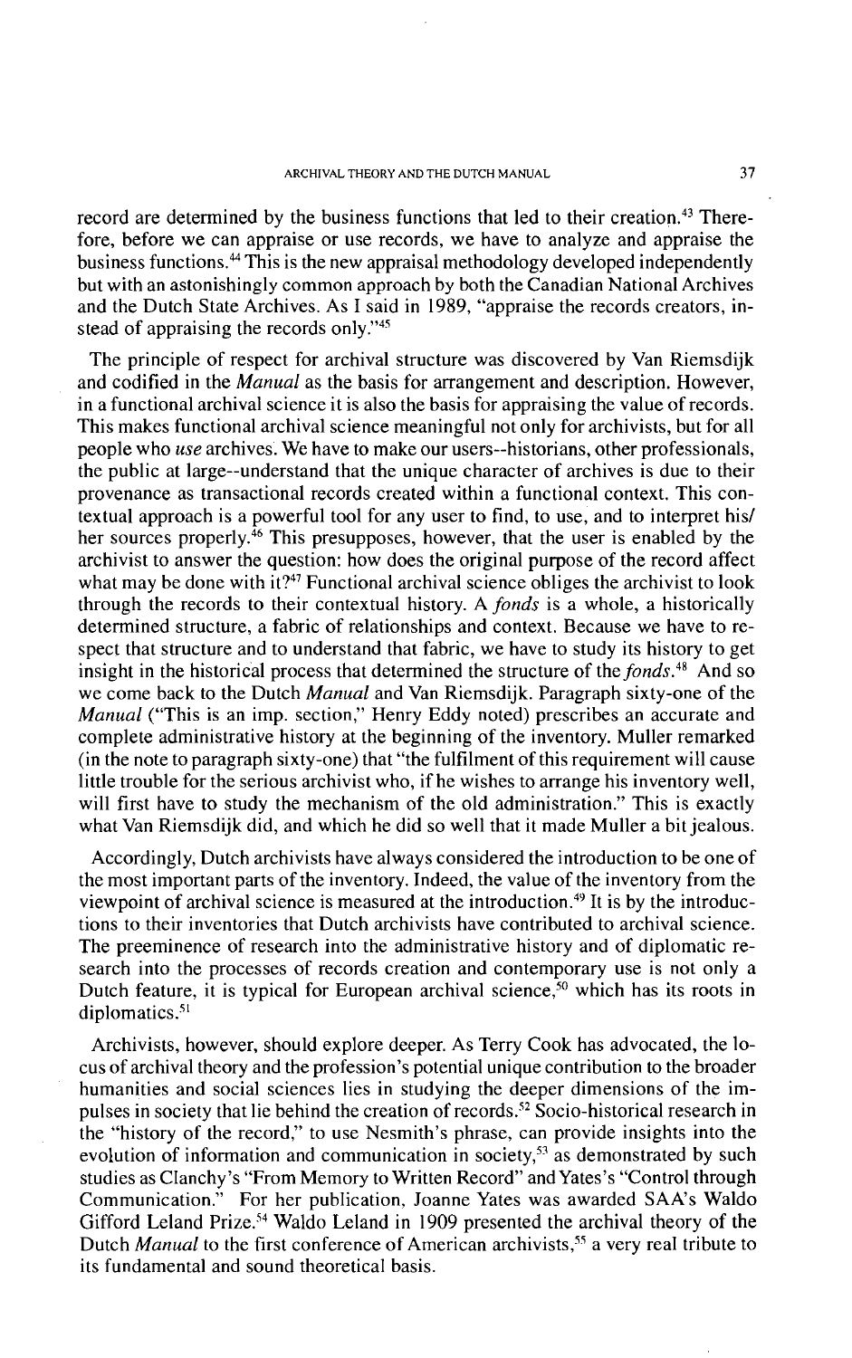record are determined by the business functions that led to their creation.[43] Therefore, before we can appraise or use records, we have to analyze and appraise the business functions.[44] This is the new appraisal methodology developed independently but with an astonishingly common approach by both the Canadian National Archives and the Dutch State Archives. As I said in 1989, "appraise the records creators, instead of appraising the records only."[45]

The principle of respect for archival structure was discovered by Van Riemsdijk and codified in the *Manual* as the basis for arrangement and description. However, in a functional archival science it is also the basis for appraising the value of records. This makes functional archival science meaningful not only for archivists, but for all people who *use* archives. We have to make our users--historians, other professionals, the public at large--understand that the unique character of archives is due to their provenance as transactional records created within a functional context. This contextual approach is a powerful tool for any user to find, to use, and to interpret his/her sources properly.[46] This presupposes, however, that the user is enabled by the archivist to answer the question: how does the original purpose of the record affect what may be done with it?[47] Functional archival science obliges the archivist to look through the records to their contextual history. A *fonds* is a whole, a historically determined structure, a fabric of relationships and context. Because we have to respect that structure and to understand that fabric, we have to study its history to get insight in the historical process that determined the structure of the *fonds*.[48] And so we come back to the Dutch *Manual* and Van Riemsdijk. Paragraph sixty-one of the *Manual* ("This is an imp. section," Henry Eddy noted) prescribes an accurate and complete administrative history at the beginning of the inventory. Muller remarked (in the note to paragraph sixty-one) that "the fulfilment of this requirement will cause little trouble for the serious archivist who, if he wishes to arrange his inventory well, will first have to study the mechanism of the old administration." This is exactly what Van Riemsdijk did, and which he did so well that it made Muller a bit jealous.

Accordingly, Dutch archivists have always considered the introduction to be one of the most important parts of the inventory. Indeed, the value of the inventory from the viewpoint of archival science is measured at the introduction.[49] It is by the introductions to their inventories that Dutch archivists have contributed to archival science. The preeminence of research into the administrative history and of diplomatic research into the processes of records creation and contemporary use is not only a Dutch feature, it is typical for European archival science,[50] which has its roots in diplomatics.[51]

Archivists, however, should explore deeper. As Terry Cook has advocated, the locus of archival theory and the profession's potential unique contribution to the broader humanities and social sciences lies in studying the deeper dimensions of the impulses in society that lie behind the creation of records.[52] Socio-historical research in the "history of the record," to use Nesmith's phrase, can provide insights into the evolution of information and communication in society,[53] as demonstrated by such studies as Clanchy's "From Memory to Written Record" and Yates's "Control through Communication." For her publication, Joanne Yates was awarded SAA's Waldo Gifford Leland Prize.[54] Waldo Leland in 1909 presented the archival theory of the Dutch *Manual* to the first conference of American archivists,[55] a very real tribute to its fundamental and sound theoretical basis.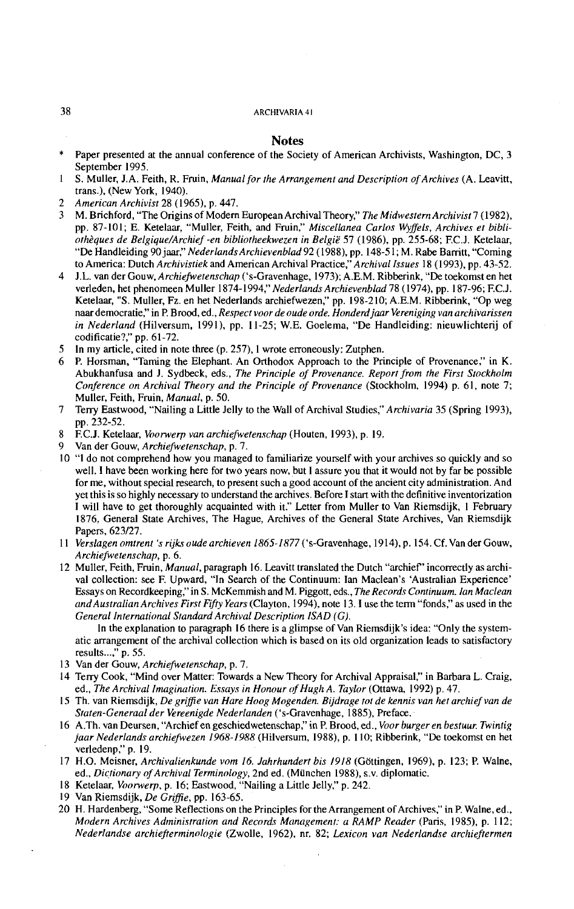## Notes

\* Paper presented at the annual conference of the Society of American Archivists, Washington, DC, 3 September 1995.

1 S. Muller, J.A. Feith, R. Fruin, *Manual for the Arrangement and Description of Archives* (A. Leavitt, trans.), (New York, 1940).

2 *American Archivist* 28 (1965), p. 447.

3 M. Brichford, "The Origins of Modern European Archival Theory," *The Midwestern Archivist* 7 (1982), pp. 87-101; E. Ketelaar, "Muller, Feith, and Fruin," *Miscellanea Carlos Wyffels, Archives et bibliothèques de Belgique/Archief -en bibliotheekwezen in België* 57 (1986), pp. 255-68; F.C.J. Ketelaar, "De Handleiding 90 jaar," *Nederlands Archievenblad* 92 (1988), pp. 148-51; M. Rabe Barritt, "Coming to America: Dutch *Archivistiek* and American Archival Practice," *Archival Issues* 18 (1993), pp. 43-52.

4 J.L. van der Gouw, *Archiefwetenschap* ('s-Gravenhage, 1973); A.E.M. Ribberink, "De toekomst en het verleden, het phenomeen Muller 1874-1994," *Nederlands Archievenblad* 78 (1974), pp. 187-96; F.C.J. Ketelaar, "S. Muller, Fz. en het Nederlands archiefwezen," pp. 198-210; A.E.M. Ribberink, "Op weg naar democratie," in P. Brood, ed., *Respect voor de oude orde. Honderd jaar Vereniging van archivarissen in Nederland* (Hilversum, 1991), pp. 11-25; W.E. Goelema, "De Handleiding: nieuwlichterij of codificatie?," pp. 61-72.

5 In my article, cited in note three (p. 257), I wrote erroneously: Zutphen.

6 P. Horsman, "Taming the Elephant. An Orthodox Approach to the Principle of Provenance," in K. Abukhanfusa and J. Sydbeck, eds., *The Principle of Provenance. Report from the First Stockholm Conference on Archival Theory and the Principle of Provenance* (Stockholm, 1994) p. 61, note 7; Muller, Feith, Fruin, *Manual*, p. 50.

7 Terry Eastwood, "Nailing a Little Jelly to the Wall of Archival Studies," *Archivaria* 35 (Spring 1993), pp. 232-52.

8 F.C.J. Ketelaar, *Voorwerp van archiefwetenschap* (Houten, 1993), p. 19.

9 Van der Gouw, *Archiefwetenschap*, p. 7.

10 "I do not comprehend how you managed to familiarize yourself with your archives so quickly and so well. I have been working here for two years now, but I assure you that it would not by far be possible for me, without special research, to present such a good account of the ancient city administration. And yet this is so highly necessary to understand the archives. Before I start with the definitive inventorization I will have to get thoroughly acquainted with it." Letter from Muller to Van Riemsdijk, 1 February 1876, General State Archives, The Hague, Archives of the General State Archives, Van Riemsdijk Papers, 623/27.

11 *Verslagen omtrent 's rijks oude archieven 1865-1877* ('s-Gravenhage, 1914), p. 154. Cf. Van der Gouw, *Archiefwetenschap*, p. 6.

12 Muller, Feith, Fruin, *Manual*, paragraph 16. Leavitt translated the Dutch "archief" incorrectly as archival collection: see F. Upward, "In Search of the Continuum: Ian Maclean's 'Australian Experience' Essays on Recordkeeping," in S. McKemmish and M. Piggott, eds., *The Records Continuum. Ian Maclean and Australian Archives First Fifty Years* (Clayton, 1994), note 13. I use the term "fonds," as used in the *General International Standard Archival Description ISAD (G)*.

In the explanation to paragraph 16 there is a glimpse of Van Riemsdijk's idea: "Only the systematic arrangement of the archival collection which is based on its old organization leads to satisfactory results...," p. 55.

13 Van der Gouw, *Archiefwetenschap*, p. 7.

14 Terry Cook, "Mind over Matter: Towards a New Theory for Archival Appraisal," in Barbara L. Craig, ed., *The Archival Imagination. Essays in Honour of Hugh A. Taylor* (Ottawa, 1992) p. 47.

15 Th. van Riemsdijk, *De griffie van Hare Hoog Mogenden. Bijdrage tot de kennis van het archief van de Staten-Generaal der Vereenigde Nederlanden* ('s-Gravenhage, 1885), Preface.

16 A.Th. van Deursen, "Archief en geschiedwetenschap," in P. Brood, ed., *Voor burger en bestuur. Twintig jaar Nederlands archiefwezen 1968-1988* (Hilversum, 1988), p. 110; Ribberink, "De toekomst en het verledenp," p. 19.

17 H.O. Meisner, *Archivalienkunde vom 16. Jahrhundert bis 1918* (Göttingen, 1969), p. 123; P. Walne, ed., *Dictionary of Archival Terminology*, 2nd ed. (München 1988), s.v. diplomatic.

18 Ketelaar, *Voorwerp*, p. 16; Eastwood, "Nailing a Little Jelly," p. 242.

19 Van Riemsdijk, *De Griffie*, pp. 163-65.

20 H. Hardenberg, "Some Reflections on the Principles for the Arrangement of Archives," in P. Walne, ed., *Modern Archives Administration and Records Management: a RAMP Reader* (Paris, 1985), p. 112; *Nederlandse archiefterminologie* (Zwolle, 1962), nr. 82; *Lexicon van Nederlandse archieftermen*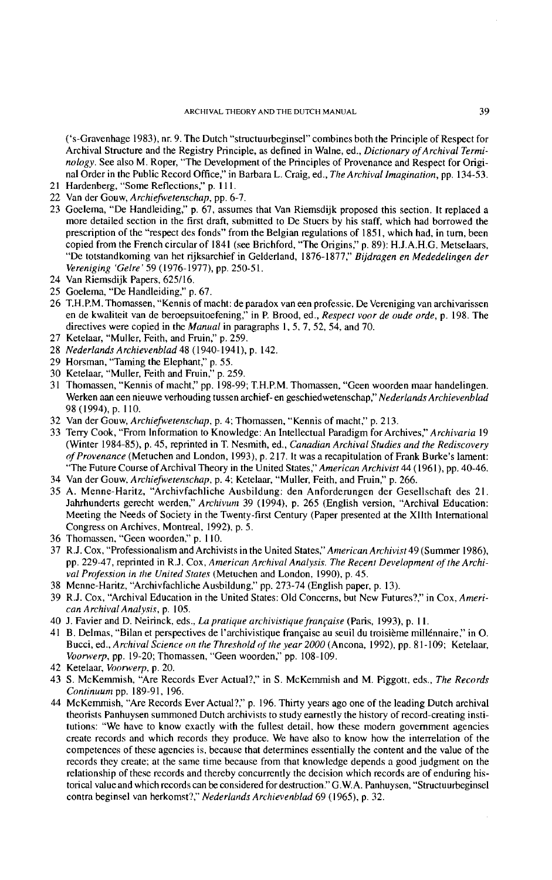('s-Gravenhage 1983), nr. 9. The Dutch "structuurbeginsel" combines both the Principle of Respect for Archival Structure and the Registry Principle, as defined in Walne, ed., *Dictionary of Archival Terminology*. See also M. Roper, "The Development of the Principles of Provenance and Respect for Original Order in the Public Record Office," in Barbara L. Craig, ed., *The Archival Imagination*, pp. 134-53.

21 Hardenberg, "Some Reflections," p. 111.

22 Van der Gouw, *Archiefwetenschap*, pp. 6-7.

23 Goelema, "De Handleiding," p. 67, assumes that Van Riemsdijk proposed this section. It replaced a more detailed section in the first draft, submitted to De Stuers by his staff, which had borrowed the prescription of the "respect des fonds" from the Belgian regulations of 1851, which had, in turn, been copied from the French circular of 1841 (see Brichford, "The Origins," p. 89): H.J.A.H.G. Metselaars, "De totstandkoming van het rijksarchief in Gelderland, 1876-1877," *Bijdragen en Mededelingen der Vereniging 'Gelre'* 59 (1976-1977), pp. 250-51.

24 Van Riemsdijk Papers, 625/16.

25 Goelema, "De Handleiding," p. 67.

26 T.H.P.M. Thomassen, "Kennis of macht: de paradox van een professie. De Vereniging van archivarissen en de kwaliteit van de beroepsuitoefening," in P. Brood, ed., *Respect voor de oude orde*, p. 198. The directives were copied in the *Manual* in paragraphs 1, 5, 7, 52, 54, and 70.

27 Ketelaar, "Muller, Feith, and Fruin," p. 259.

28 *Nederlands Archievenblad* 48 (1940-1941), p. 142.

29 Horsman, "Taming the Elephant," p. 55.

30 Ketelaar, "Muller, Feith and Fruin," p. 259.

31 Thomassen, "Kennis of macht," pp. 198-99; T.H.P.M. Thomassen, "Geen woorden maar handelingen. Werken aan een nieuwe verhouding tussen archief- en geschiedwetenschap," *Nederlands Archievenblad* 98 (1994), p. 110.

32 Van der Gouw, *Archiefwetenschap*, p. 4; Thomassen, "Kennis of macht," p. 213.

33 Terry Cook, "From Information to Knowledge: An Intellectual Paradigm for Archives," *Archivaria* 19 (Winter 1984-85), p. 45, reprinted in T. Nesmith, ed., *Canadian Archival Studies and the Rediscovery of Provenance* (Metuchen and London, 1993), p. 217. It was a recapitulation of Frank Burke's lament: "The Future Course of Archival Theory in the United States," *American Archivist* 44 (1961), pp. 40-46.

34 Van der Gouw, *Archiefwetenschap*, p. 4; Ketelaar, "Muller, Feith, and Fruin," p. 266.

35 A. Menne-Haritz, "Archivfachliche Ausbildung: den Anforderungen der Gesellschaft des 21. Jahrhunderts gerecht werden," *Archivum* 39 (1994), p. 265 (English version, "Archival Education: Meeting the Needs of Society in the Twenty-first Century (Paper presented at the XIIth International Congress on Archives, Montreal, 1992), p. 5.

36 Thomassen, "Geen woorden," p. 110.

37 R.J. Cox, "Professionalism and Archivists in the United States," *American Archivist* 49 (Summer 1986), pp. 229-47, reprinted in R.J. Cox, *American Archival Analysis. The Recent Development of the Archival Profession in the United States* (Metuchen and London, 1990), p. 45.

38 Menne-Haritz, "Archivfachliche Ausbildung," pp. 273-74 (English paper, p. 13).

39 R.J. Cox, "Archival Education in the United States: Old Concerns, but New Futures?," in Cox, *American Archival Analysis*, p. 105.

40 J. Favier and D. Neirinck, eds., *La pratique archivistique française* (Paris, 1993), p. 11.

41 B. Delmas, "Bilan et perspectives de l'archivistique française au seuil du troisième millénnaire," in O. Bucci, ed., *Archival Science on the Threshold of the year 2000* (Ancona, 1992), pp. 81-109; Ketelaar, *Voorwerp*, pp. 19-20; Thomassen, "Geen woorden," pp. 108-109.

42 Ketelaar, *Voorwerp*, p. 20.

43 S. McKemmish, "Are Records Ever Actual?," in S. McKemmish and M. Piggott, eds., *The Records Continuum* pp. 189-91, 196.

44 McKemmish, "Are Records Ever Actual?," p. 196. Thirty years ago one of the leading Dutch archival theorists Panhuysen summoned Dutch archivists to study earnestly the history of record-creating institutions: "We have to know exactly with the fullest detail, how these modern government agencies create records and which records they produce. We have also to know how the interrelation of the competences of these agencies is, because that determines essentially the content and the value of the records they create; at the same time because from that knowledge depends a good judgment on the relationship of these records and thereby concurrently the decision which records are of enduring historical value and which records can be considered for destruction." G.W.A. Panhuysen, "Structuurbeginsel contra beginsel van herkomst?," *Nederlands Archievenblad* 69 (1965), p. 32.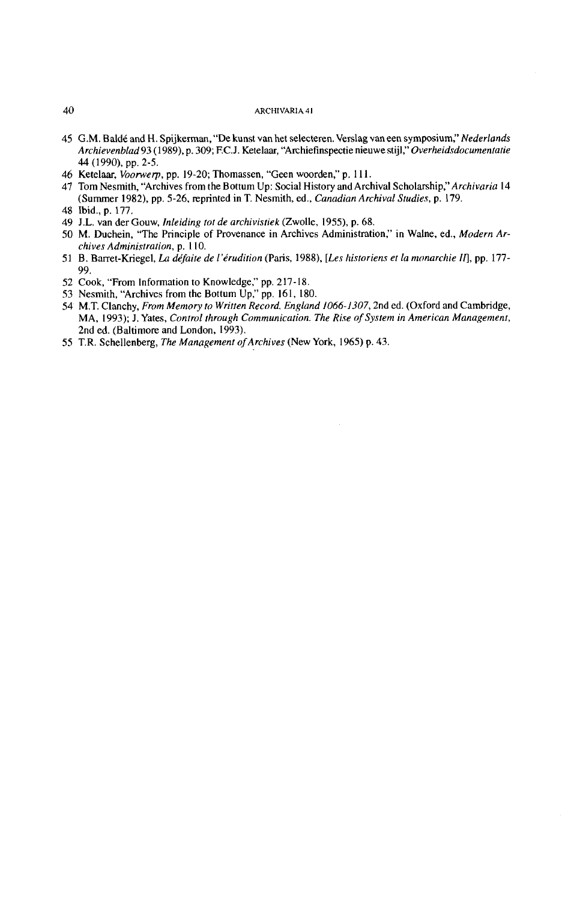45 G.M. Baldé and H. Spijkerman, "De kunst van het selecteren. Verslag van een symposium," *Nederlands Archievenblad* 93 (1989), p. 309; F.C.J. Ketelaar, "Archiefinspectie nieuwe stijl," *Overheidsdocumentatie* 44 (1990), pp. 2-5.

46 Ketelaar, *Voorwerp*, pp. 19-20; Thomassen, "Geen woorden," p. 111.

47 Tom Nesmith, "Archives from the Bottum Up: Social History and Archival Scholarship," *Archivaria* 14 (Summer 1982), pp. 5-26, reprinted in T. Nesmith, ed., *Canadian Archival Studies*, p. 179.

48 Ibid., p. 177.

49 J.L. van der Gouw, *Inleiding tot de archivistiek* (Zwolle, 1955), p. 68.

50 M. Duchein, "The Principle of Provenance in Archives Administration," in Walne, ed., *Modern Archives Administration*, p. 110.

51 B. Barret-Kriegel, *La défaite de l'érudition* (Paris, 1988), [*Les historiens et la monarchie II*], pp. 177-99.

52 Cook, "From Information to Knowledge," pp. 217-18.

53 Nesmith, "Archives from the Bottum Up," pp. 161, 180.

54 M.T. Clanchy, *From Memory to Written Record. England 1066-1307*, 2nd ed. (Oxford and Cambridge, MA, 1993); J. Yates, *Control through Communication. The Rise of System in American Management*, 2nd ed. (Baltimore and London, 1993).

55 T.R. Schellenberg, *The Management of Archives* (New York, 1965) p. 43.